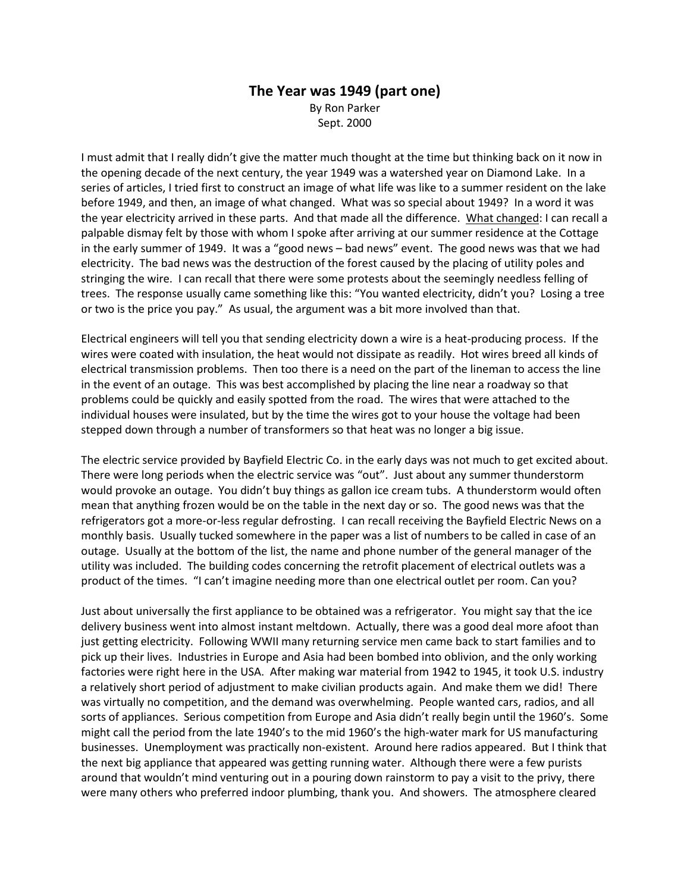# The Year was 1949 (part one)

By Ron Parker
Sept. 2000

I must admit that I really didn't give the matter much thought at the time but thinking back on it now in the opening decade of the next century, the year 1949 was a watershed year on Diamond Lake. In a series of articles, I tried first to construct an image of what life was like to a summer resident on the lake before 1949, and then, an image of what changed. What was so special about 1949? In a word it was the year electricity arrived in these parts. And that made all the difference. <u>What changed</u>: I can recall a palpable dismay felt by those with whom I spoke after arriving at our summer residence at the Cottage in the early summer of 1949. It was a "good news – bad news" event. The good news was that we had electricity. The bad news was the destruction of the forest caused by the placing of utility poles and stringing the wire. I can recall that there were some protests about the seemingly needless felling of trees. The response usually came something like this: "You wanted electricity, didn't you? Losing a tree or two is the price you pay." As usual, the argument was a bit more involved than that.

Electrical engineers will tell you that sending electricity down a wire is a heat-producing process. If the wires were coated with insulation, the heat would not dissipate as readily. Hot wires breed all kinds of electrical transmission problems. Then too there is a need on the part of the lineman to access the line in the event of an outage. This was best accomplished by placing the line near a roadway so that problems could be quickly and easily spotted from the road. The wires that were attached to the individual houses were insulated, but by the time the wires got to your house the voltage had been stepped down through a number of transformers so that heat was no longer a big issue.

The electric service provided by Bayfield Electric Co. in the early days was not much to get excited about. There were long periods when the electric service was "out". Just about any summer thunderstorm would provoke an outage. You didn't buy things as gallon ice cream tubs. A thunderstorm would often mean that anything frozen would be on the table in the next day or so. The good news was that the refrigerators got a more-or-less regular defrosting. I can recall receiving the Bayfield Electric News on a monthly basis. Usually tucked somewhere in the paper was a list of numbers to be called in case of an outage. Usually at the bottom of the list, the name and phone number of the general manager of the utility was included. The building codes concerning the retrofit placement of electrical outlets was a product of the times. "I can't imagine needing more than one electrical outlet per room. Can you?

Just about universally the first appliance to be obtained was a refrigerator. You might say that the ice delivery business went into almost instant meltdown. Actually, there was a good deal more afoot than just getting electricity. Following WWII many returning service men came back to start families and to pick up their lives. Industries in Europe and Asia had been bombed into oblivion, and the only working factories were right here in the USA. After making war material from 1942 to 1945, it took U.S. industry a relatively short period of adjustment to make civilian products again. And make them we did! There was virtually no competition, and the demand was overwhelming. People wanted cars, radios, and all sorts of appliances. Serious competition from Europe and Asia didn't really begin until the 1960's. Some might call the period from the late 1940's to the mid 1960's the high-water mark for US manufacturing businesses. Unemployment was practically non-existent. Around here radios appeared. But I think that the next big appliance that appeared was getting running water. Although there were a few purists around that wouldn't mind venturing out in a pouring down rainstorm to pay a visit to the privy, there were many others who preferred indoor plumbing, thank you. And showers. The atmosphere cleared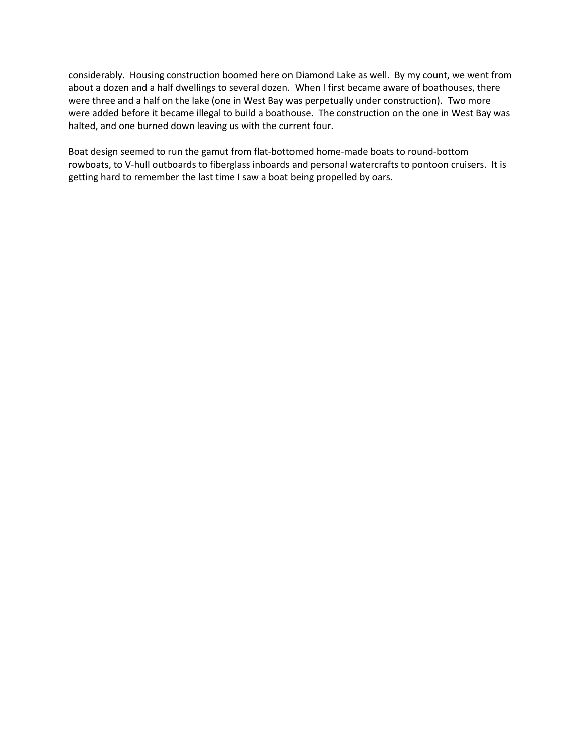considerably. Housing construction boomed here on Diamond Lake as well. By my count, we went from about a dozen and a half dwellings to several dozen. When I first became aware of boathouses, there were three and a half on the lake (one in West Bay was perpetually under construction). Two more were added before it became illegal to build a boathouse. The construction on the one in West Bay was halted, and one burned down leaving us with the current four.

Boat design seemed to run the gamut from flat-bottomed home-made boats to round-bottom rowboats, to V-hull outboards to fiberglass inboards and personal watercrafts to pontoon cruisers. It is getting hard to remember the last time I saw a boat being propelled by oars.